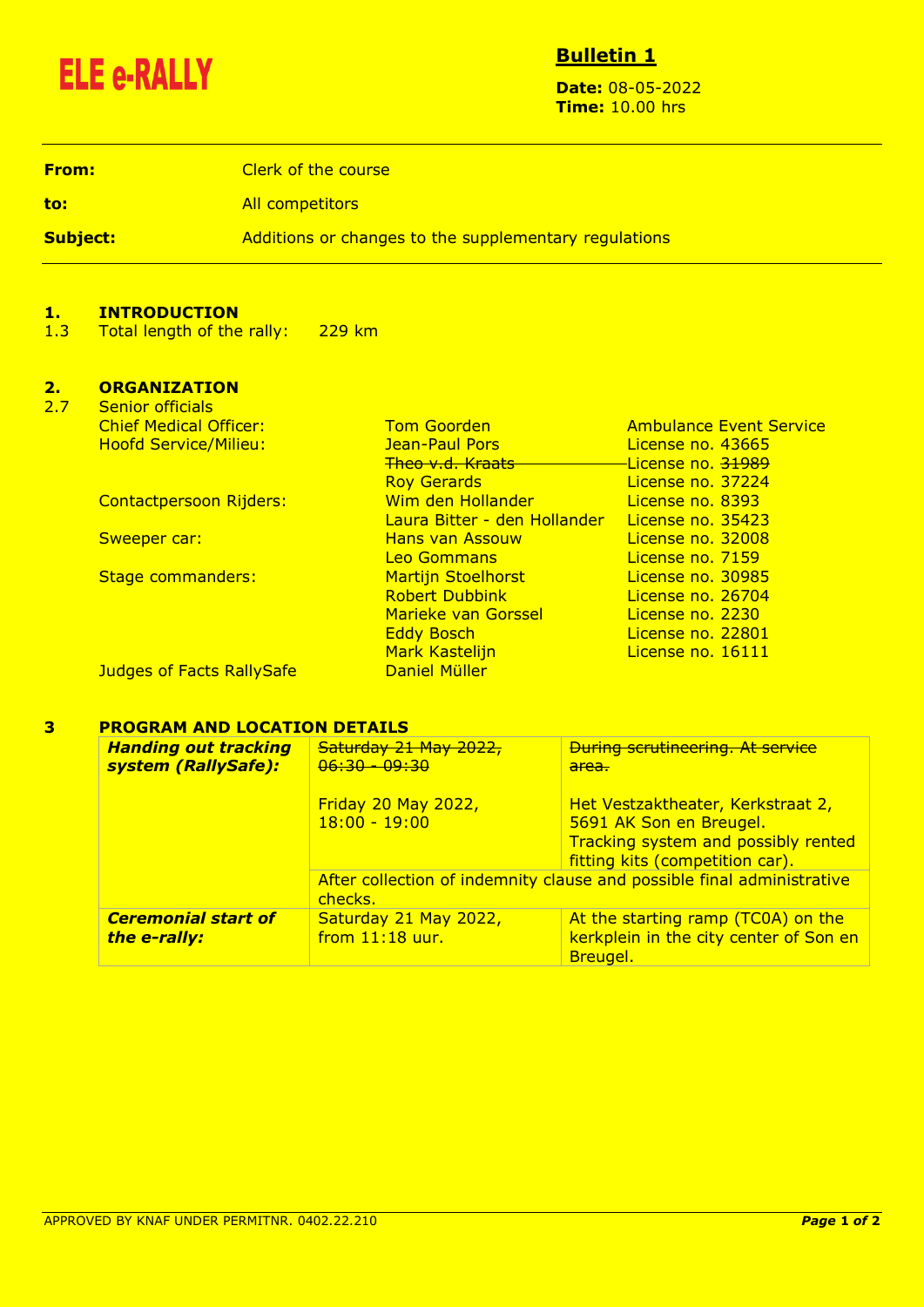**ELE e-RALLY**

## Bulletin 1

**Date:** 08-05-2022
**Time:** 10.00 hrs

| | |
|---|---|
| **From:** | Clerk of the course |
| **to:** | All competitors |
| **Subject:** | Additions or changes to the supplementary regulations |

## 1. INTRODUCTION

1.3 Total length of the rally: 229 km

## 2. ORGANIZATION

2.7 Senior officials

| | | |
|---|---|---|
| Chief Medical Officer: | Tom Goorden | Ambulance Event Service |
| Hoofd Service/Milieu: | Jean-Paul Pors | License no. 43665 |
| | ~~Theo v.d. Kraats~~ | License no. ~~31989~~ |
| | Roy Gerards | License no. 37224 |
| Contactpersoon Rijders: | Wim den Hollander | License no. 8393 |
| | Laura Bitter - den Hollander | License no. 35423 |
| Sweeper car: | Hans van Assouw | License no. 32008 |
| | Leo Gommans | License no. 7159 |
| Stage commanders: | Martijn Stoelhorst | License no. 30985 |
| | Robert Dubbink | License no. 26704 |
| | Marieke van Gorssel | License no. 2230 |
| | Eddy Bosch | License no. 22801 |
| | Mark Kastelijn | License no. 16111 |
| Judges of Facts RallySafe | Daniel Müller | |

## 3 PROGRAM AND LOCATION DETAILS

| | | |
|---|---|---|
| ***Handing out tracking system (RallySafe):*** | ~~Saturday 21 May 2022, 06:30 - 09:30~~<br><br>Friday 20 May 2022, 18:00 - 19:00 | ~~During scrutineering. At service area.~~<br><br>Het Vestzaktheater, Kerkstraat 2, 5691 AK Son en Breugel. Tracking system and possibly rented fitting kits (competition car). |
| | After collection of indemnity clause and possible final administrative checks. | |
| ***Ceremonial start of the e-rally:*** | Saturday 21 May 2022, from 11:18 uur. | At the starting ramp (TC0A) on the kerkplein in the city center of Son en Breugel. |

APPROVED BY KNAF UNDER PERMITNR. 0402.22.210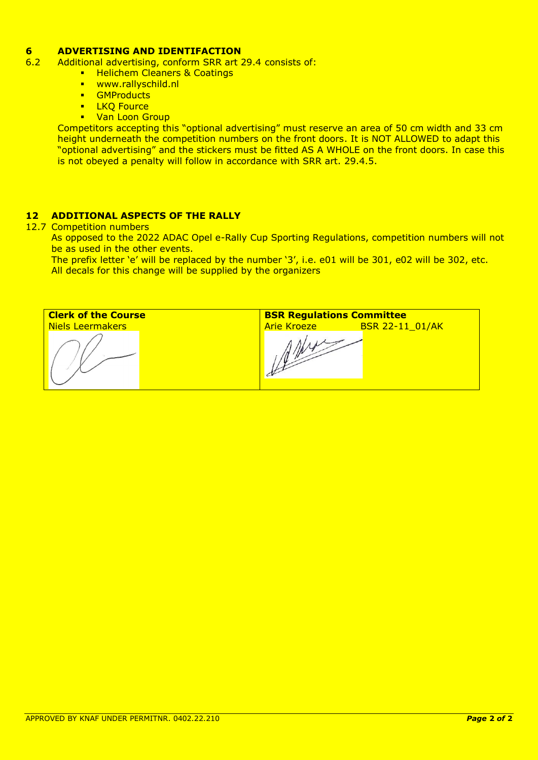## 6 ADVERTISING AND IDENTIFACTION

6.2 Additional advertising, conform SRR art 29.4 consists of:

- Helichem Cleaners & Coatings
- www.rallyschild.nl
- GMProducts
- LKQ Fource
- Van Loon Group

Competitors accepting this "optional advertising" must reserve an area of 50 cm width and 33 cm height underneath the competition numbers on the front doors. It is NOT ALLOWED to adapt this "optional advertising" and the stickers must be fitted AS A WHOLE on the front doors. In case this is not obeyed a penalty will follow in accordance with SRR art. 29.4.5.

## 12 ADDITIONAL ASPECTS OF THE RALLY

12.7 Competition numbers

As opposed to the 2022 ADAC Opel e-Rally Cup Sporting Regulations, competition numbers will not be as used in the other events.

The prefix letter 'e' will be replaced by the number '3', i.e. e01 will be 301, e02 will be 302, etc.

All decals for this change will be supplied by the organizers

| **Clerk of the Course** | **BSR Regulations Committee** | |
|---|---|---|
| Niels Leermakers | Arie Kroeze | BSR 22-11_01/AK |

APPROVED BY KNAF UNDER PERMITNR. 0402.22.210